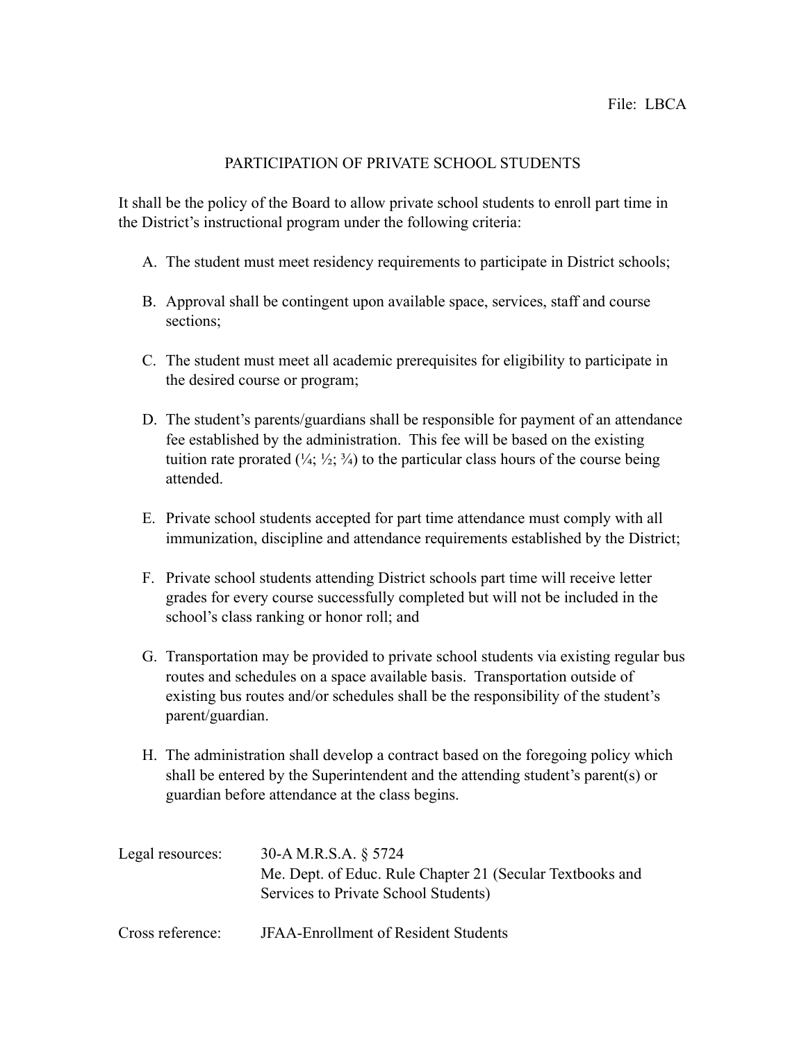File: LBCA

# PARTICIPATION OF PRIVATE SCHOOL STUDENTS

It shall be the policy of the Board to allow private school students to enroll part time in the District's instructional program under the following criteria:

A. The student must meet residency requirements to participate in District schools;

B. Approval shall be contingent upon available space, services, staff and course sections;

C. The student must meet all academic prerequisites for eligibility to participate in the desired course or program;

D. The student's parents/guardians shall be responsible for payment of an attendance fee established by the administration. This fee will be based on the existing tuition rate prorated (¼; ½; ¾) to the particular class hours of the course being attended.

E. Private school students accepted for part time attendance must comply with all immunization, discipline and attendance requirements established by the District;

F. Private school students attending District schools part time will receive letter grades for every course successfully completed but will not be included in the school's class ranking or honor roll; and

G. Transportation may be provided to private school students via existing regular bus routes and schedules on a space available basis. Transportation outside of existing bus routes and/or schedules shall be the responsibility of the student's parent/guardian.

H. The administration shall develop a contract based on the foregoing policy which shall be entered by the Superintendent and the attending student's parent(s) or guardian before attendance at the class begins.

Legal resources: 30-A M.R.S.A. § 5724
Me. Dept. of Educ. Rule Chapter 21 (Secular Textbooks and Services to Private School Students)

Cross reference: JFAA-Enrollment of Resident Students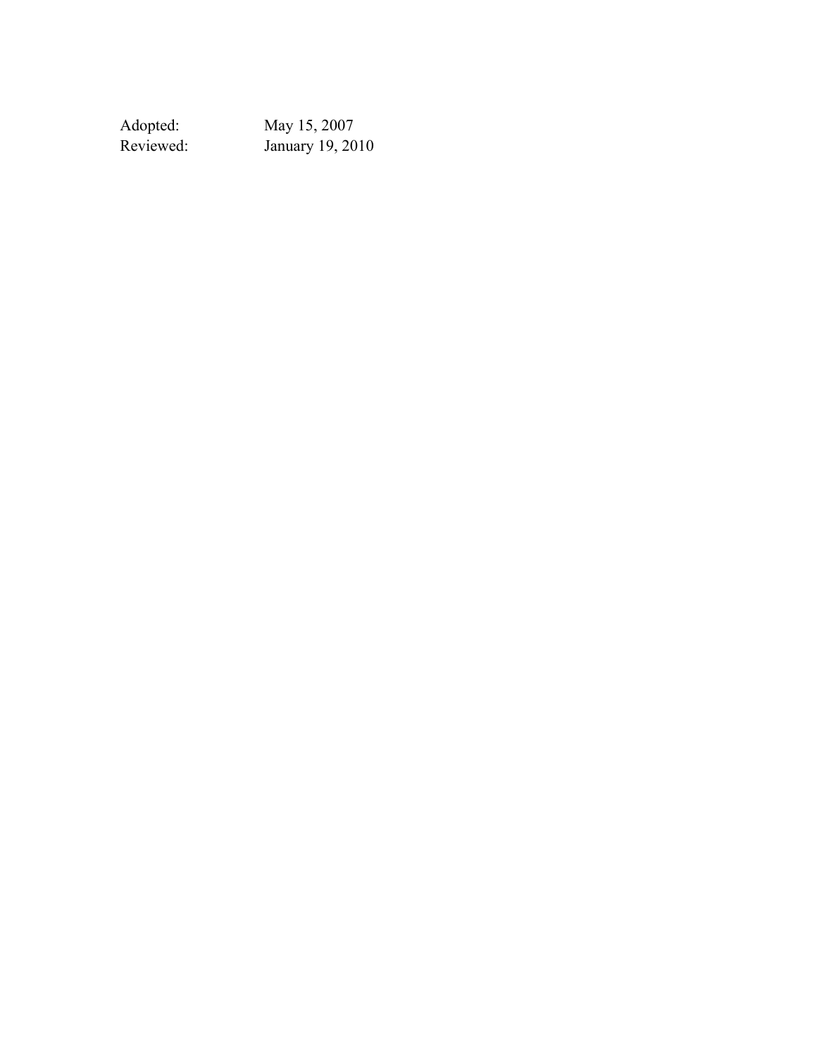Adopted: May 15, 2007
Reviewed: January 19, 2010